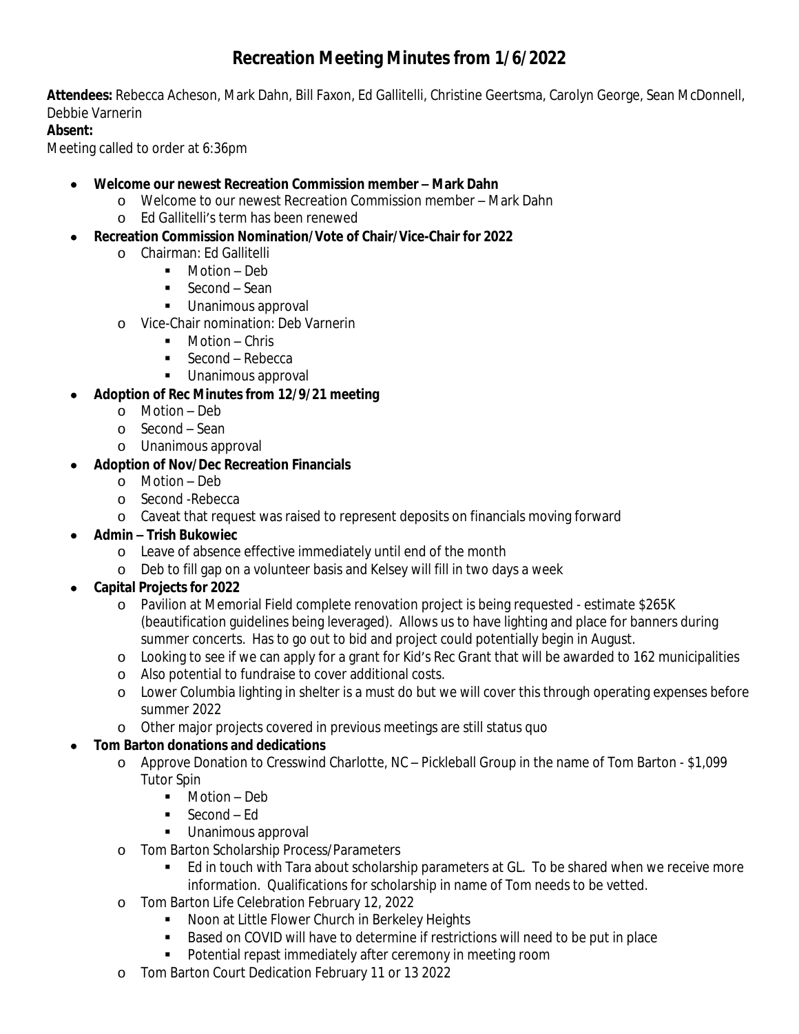# Recreation Meeting Minutes from 1/6/2022

**Attendees:** Rebecca Acheson, Mark Dahn, Bill Faxon, Ed Gallitelli, Christine Geertsma, Carolyn George, Sean McDonnell, Debbie Varnerin

**Absent:**

Meeting called to order at 6:36pm

- **Welcome our newest Recreation Commission member – Mark Dahn**
  - Welcome to our newest Recreation Commission member – Mark Dahn
  - Ed Gallitelli's term has been renewed
- **Recreation Commission Nomination/Vote of Chair/Vice-Chair for 2022**
  - Chairman: Ed Gallitelli
    - Motion – Deb
    - Second – Sean
    - Unanimous approval
  - Vice-Chair nomination: Deb Varnerin
    - Motion – Chris
    - Second – Rebecca
    - Unanimous approval
- **Adoption of Rec Minutes from 12/9/21 meeting**
  - Motion – Deb
  - Second – Sean
  - Unanimous approval
- **Adoption of Nov/Dec Recreation Financials**
  - Motion – Deb
  - Second -Rebecca
  - Caveat that request was raised to represent deposits on financials moving forward
- **Admin – Trish Bukowiec**
  - Leave of absence effective immediately until end of the month
  - Deb to fill gap on a volunteer basis and Kelsey will fill in two days a week
- **Capital Projects for 2022**
  - Pavilion at Memorial Field complete renovation project is being requested - estimate $265K (beautification guidelines being leveraged). Allows us to have lighting and place for banners during summer concerts. Has to go out to bid and project could potentially begin in August.
  - Looking to see if we can apply for a grant for Kid's Rec Grant that will be awarded to 162 municipalities
  - Also potential to fundraise to cover additional costs.
  - Lower Columbia lighting in shelter is a must do but we will cover this through operating expenses before summer 2022
  - Other major projects covered in previous meetings are still status quo
- **Tom Barton donations and dedications**
  - Approve Donation to Cresswind Charlotte, NC – Pickleball Group in the name of Tom Barton - $1,099 Tutor Spin
    - Motion – Deb
    - Second – Ed
    - Unanimous approval
  - Tom Barton Scholarship Process/Parameters
    - Ed in touch with Tara about scholarship parameters at GL. To be shared when we receive more information. Qualifications for scholarship in name of Tom needs to be vetted.
  - Tom Barton Life Celebration February 12, 2022
    - Noon at Little Flower Church in Berkeley Heights
    - Based on COVID will have to determine if restrictions will need to be put in place
    - Potential repast immediately after ceremony in meeting room
  - Tom Barton Court Dedication February 11 or 13 2022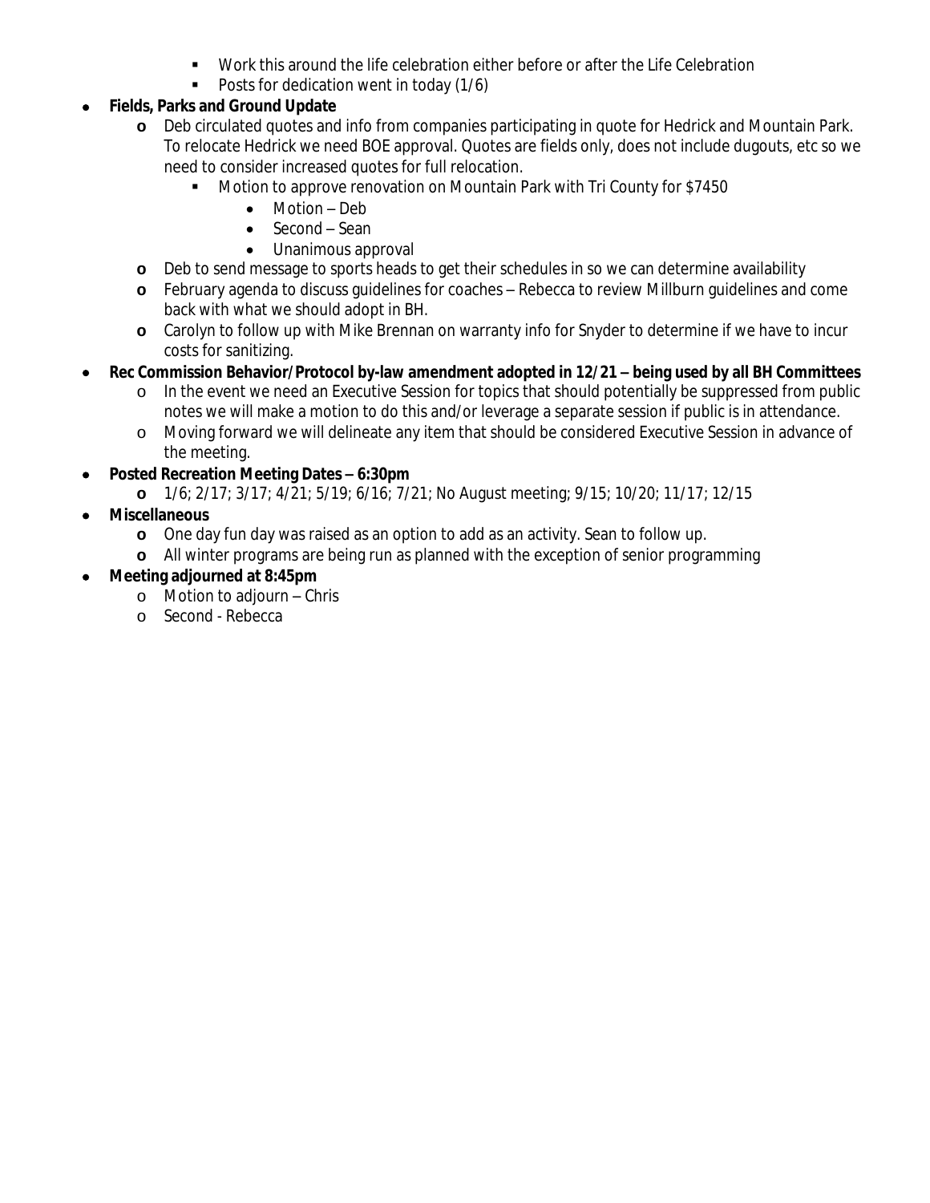- Work this around the life celebration either before or after the Life Celebration
    - Posts for dedication went in today (1/6)
- **Fields, Parks and Ground Update**
  - Deb circulated quotes and info from companies participating in quote for Hedrick and Mountain Park. To relocate Hedrick we need BOE approval. Quotes are fields only, does not include dugouts, etc so we need to consider increased quotes for full relocation.
    - Motion to approve renovation on Mountain Park with Tri County for $7450
      - Motion – Deb
      - Second – Sean
      - Unanimous approval
  - Deb to send message to sports heads to get their schedules in so we can determine availability
  - February agenda to discuss guidelines for coaches – Rebecca to review Millburn guidelines and come back with what we should adopt in BH.
  - Carolyn to follow up with Mike Brennan on warranty info for Snyder to determine if we have to incur costs for sanitizing.
- **Rec Commission Behavior/Protocol by-law amendment adopted in 12/21 – being used by all BH Committees**
  - In the event we need an Executive Session for topics that should potentially be suppressed from public notes we will make a motion to do this and/or leverage a separate session if public is in attendance.
  - Moving forward we will delineate any item that should be considered Executive Session in advance of the meeting.
- **Posted Recreation Meeting Dates – 6:30pm**
  - 1/6; 2/17; 3/17; 4/21; 5/19; 6/16; 7/21; No August meeting; 9/15; 10/20; 11/17; 12/15
- **Miscellaneous**
  - One day fun day was raised as an option to add as an activity. Sean to follow up.
  - All winter programs are being run as planned with the exception of senior programming
- **Meeting adjourned at 8:45pm**
  - Motion to adjourn – Chris
  - Second - Rebecca